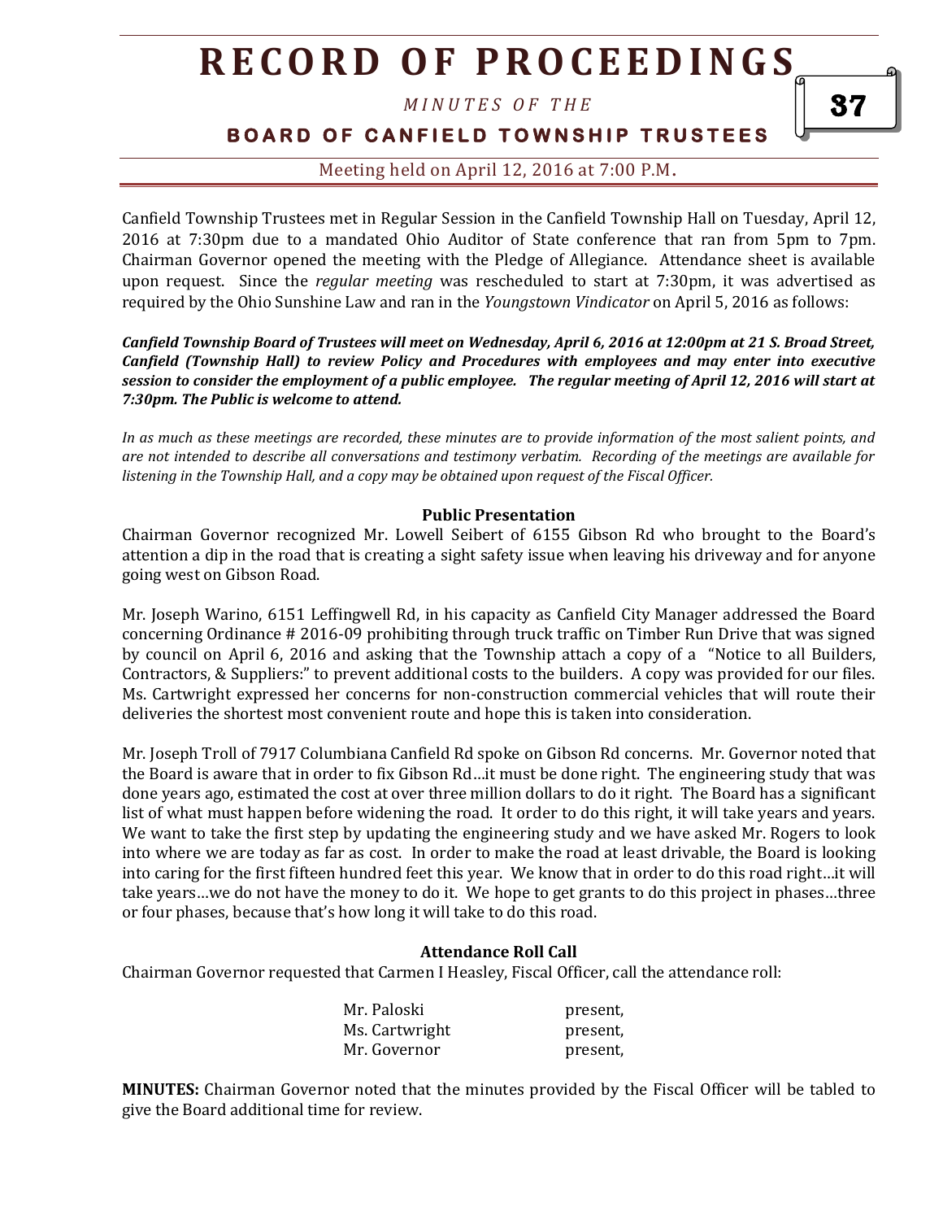# RECORD OF PROCEEDINGS

*MINUTES OF THE*

## BOARD OF CANFIELD TOWNSHIP TRUSTEES

Meeting held on April 12, 2016 at 7:00 P.M.

Canfield Township Trustees met in Regular Session in the Canfield Township Hall on Tuesday, April 12, 2016 at 7:30pm due to a mandated Ohio Auditor of State conference that ran from 5pm to 7pm. Chairman Governor opened the meeting with the Pledge of Allegiance. Attendance sheet is available upon request. Since the *regular meeting* was rescheduled to start at 7:30pm, it was advertised as required by the Ohio Sunshine Law and ran in the *Youngstown Vindicator* on April 5, 2016 as follows:

***Canfield Township Board of Trustees will meet on Wednesday, April 6, 2016 at 12:00pm at 21 S. Broad Street, Canfield (Township Hall) to review Policy and Procedures with employees and may enter into executive session to consider the employment of a public employee. The regular meeting of April 12, 2016 will start at 7:30pm. The Public is welcome to attend.***

*In as much as these meetings are recorded, these minutes are to provide information of the most salient points, and are not intended to describe all conversations and testimony verbatim. Recording of the meetings are available for listening in the Township Hall, and a copy may be obtained upon request of the Fiscal Officer.*

### Public Presentation

Chairman Governor recognized Mr. Lowell Seibert of 6155 Gibson Rd who brought to the Board's attention a dip in the road that is creating a sight safety issue when leaving his driveway and for anyone going west on Gibson Road.

Mr. Joseph Warino, 6151 Leffingwell Rd, in his capacity as Canfield City Manager addressed the Board concerning Ordinance # 2016-09 prohibiting through truck traffic on Timber Run Drive that was signed by council on April 6, 2016 and asking that the Township attach a copy of a "Notice to all Builders, Contractors, & Suppliers:" to prevent additional costs to the builders. A copy was provided for our files. Ms. Cartwright expressed her concerns for non-construction commercial vehicles that will route their deliveries the shortest most convenient route and hope this is taken into consideration.

Mr. Joseph Troll of 7917 Columbiana Canfield Rd spoke on Gibson Rd concerns. Mr. Governor noted that the Board is aware that in order to fix Gibson Rd…it must be done right. The engineering study that was done years ago, estimated the cost at over three million dollars to do it right. The Board has a significant list of what must happen before widening the road. It order to do this right, it will take years and years. We want to take the first step by updating the engineering study and we have asked Mr. Rogers to look into where we are today as far as cost. In order to make the road at least drivable, the Board is looking into caring for the first fifteen hundred feet this year. We know that in order to do this road right…it will take years…we do not have the money to do it. We hope to get grants to do this project in phases…three or four phases, because that's how long it will take to do this road.

### Attendance Roll Call

Chairman Governor requested that Carmen I Heasley, Fiscal Officer, call the attendance roll:

| | |
|---|---|
| Mr. Paloski | present, |
| Ms. Cartwright | present, |
| Mr. Governor | present, |

**MINUTES:** Chairman Governor noted that the minutes provided by the Fiscal Officer will be tabled to give the Board additional time for review.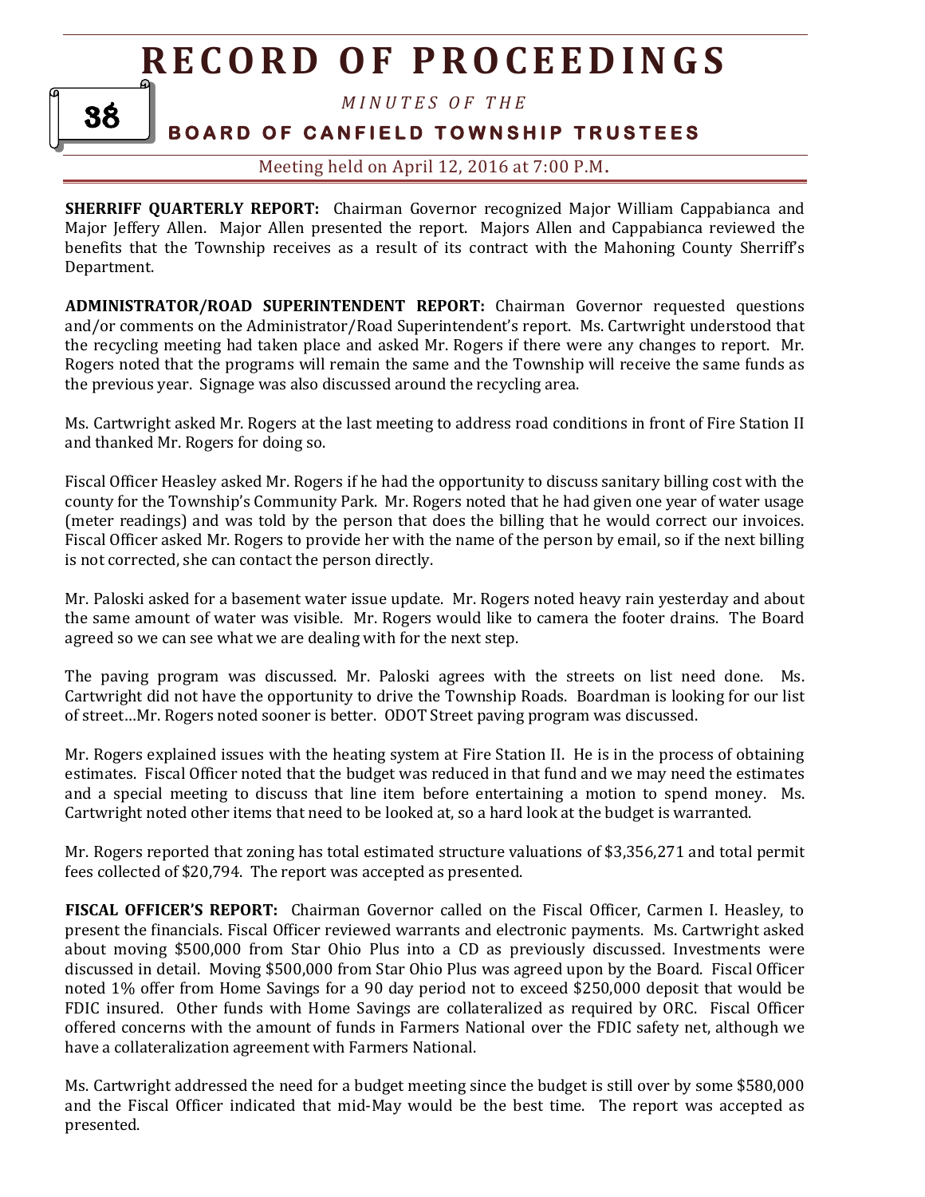**SHERRIFF QUARTERLY REPORT:** Chairman Governor recognized Major William Cappabianca and Major Jeffery Allen. Major Allen presented the report. Majors Allen and Cappabianca reviewed the benefits that the Township receives as a result of its contract with the Mahoning County Sherriff's Department.

**ADMINISTRATOR/ROAD SUPERINTENDENT REPORT:** Chairman Governor requested questions and/or comments on the Administrator/Road Superintendent's report. Ms. Cartwright understood that the recycling meeting had taken place and asked Mr. Rogers if there were any changes to report. Mr. Rogers noted that the programs will remain the same and the Township will receive the same funds as the previous year. Signage was also discussed around the recycling area.

Ms. Cartwright asked Mr. Rogers at the last meeting to address road conditions in front of Fire Station II and thanked Mr. Rogers for doing so.

Fiscal Officer Heasley asked Mr. Rogers if he had the opportunity to discuss sanitary billing cost with the county for the Township's Community Park. Mr. Rogers noted that he had given one year of water usage (meter readings) and was told by the person that does the billing that he would correct our invoices. Fiscal Officer asked Mr. Rogers to provide her with the name of the person by email, so if the next billing is not corrected, she can contact the person directly.

Mr. Paloski asked for a basement water issue update. Mr. Rogers noted heavy rain yesterday and about the same amount of water was visible. Mr. Rogers would like to camera the footer drains. The Board agreed so we can see what we are dealing with for the next step.

The paving program was discussed. Mr. Paloski agrees with the streets on list need done. Ms. Cartwright did not have the opportunity to drive the Township Roads. Boardman is looking for our list of street…Mr. Rogers noted sooner is better. ODOT Street paving program was discussed.

Mr. Rogers explained issues with the heating system at Fire Station II. He is in the process of obtaining estimates. Fiscal Officer noted that the budget was reduced in that fund and we may need the estimates and a special meeting to discuss that line item before entertaining a motion to spend money. Ms. Cartwright noted other items that need to be looked at, so a hard look at the budget is warranted.

Mr. Rogers reported that zoning has total estimated structure valuations of $3,356,271 and total permit fees collected of $20,794. The report was accepted as presented.

**FISCAL OFFICER'S REPORT:** Chairman Governor called on the Fiscal Officer, Carmen I. Heasley, to present the financials. Fiscal Officer reviewed warrants and electronic payments. Ms. Cartwright asked about moving $500,000 from Star Ohio Plus into a CD as previously discussed. Investments were discussed in detail. Moving $500,000 from Star Ohio Plus was agreed upon by the Board. Fiscal Officer noted 1% offer from Home Savings for a 90 day period not to exceed $250,000 deposit that would be FDIC insured. Other funds with Home Savings are collateralized as required by ORC. Fiscal Officer offered concerns with the amount of funds in Farmers National over the FDIC safety net, although we have a collateralization agreement with Farmers National.

Ms. Cartwright addressed the need for a budget meeting since the budget is still over by some $580,000 and the Fiscal Officer indicated that mid-May would be the best time. The report was accepted as presented.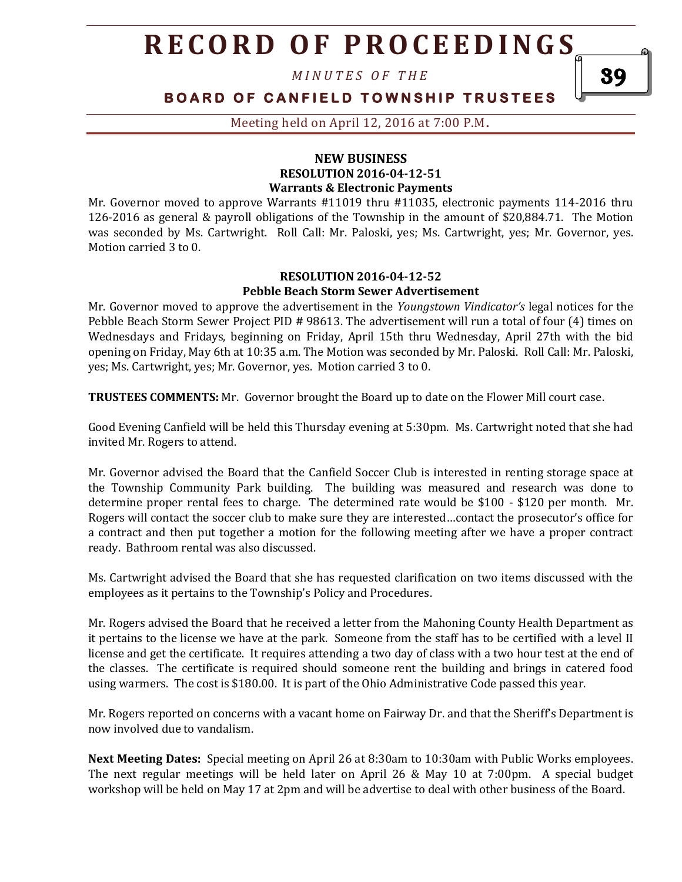## NEW BUSINESS

### RESOLUTION 2016-04-12-51

**Warrants & Electronic Payments**

Mr. Governor moved to approve Warrants #11019 thru #11035, electronic payments 114-2016 thru 126-2016 as general & payroll obligations of the Township in the amount of $20,884.71. The Motion was seconded by Ms. Cartwright. Roll Call: Mr. Paloski, yes; Ms. Cartwright, yes; Mr. Governor, yes. Motion carried 3 to 0.

### RESOLUTION 2016-04-12-52

**Pebble Beach Storm Sewer Advertisement**

Mr. Governor moved to approve the advertisement in the *Youngstown Vindicator's* legal notices for the Pebble Beach Storm Sewer Project PID # 98613. The advertisement will run a total of four (4) times on Wednesdays and Fridays, beginning on Friday, April 15th thru Wednesday, April 27th with the bid opening on Friday, May 6th at 10:35 a.m. The Motion was seconded by Mr. Paloski. Roll Call: Mr. Paloski, yes; Ms. Cartwright, yes; Mr. Governor, yes. Motion carried 3 to 0.

**TRUSTEES COMMENTS:** Mr. Governor brought the Board up to date on the Flower Mill court case.

Good Evening Canfield will be held this Thursday evening at 5:30pm. Ms. Cartwright noted that she had invited Mr. Rogers to attend.

Mr. Governor advised the Board that the Canfield Soccer Club is interested in renting storage space at the Township Community Park building. The building was measured and research was done to determine proper rental fees to charge. The determined rate would be $100 - $120 per month. Mr. Rogers will contact the soccer club to make sure they are interested…contact the prosecutor's office for a contract and then put together a motion for the following meeting after we have a proper contract ready. Bathroom rental was also discussed.

Ms. Cartwright advised the Board that she has requested clarification on two items discussed with the employees as it pertains to the Township's Policy and Procedures.

Mr. Rogers advised the Board that he received a letter from the Mahoning County Health Department as it pertains to the license we have at the park. Someone from the staff has to be certified with a level II license and get the certificate. It requires attending a two day of class with a two hour test at the end of the classes. The certificate is required should someone rent the building and brings in catered food using warmers. The cost is $180.00. It is part of the Ohio Administrative Code passed this year.

Mr. Rogers reported on concerns with a vacant home on Fairway Dr. and that the Sheriff's Department is now involved due to vandalism.

**Next Meeting Dates:** Special meeting on April 26 at 8:30am to 10:30am with Public Works employees. The next regular meetings will be held later on April 26 & May 10 at 7:00pm. A special budget workshop will be held on May 17 at 2pm and will be advertise to deal with other business of the Board.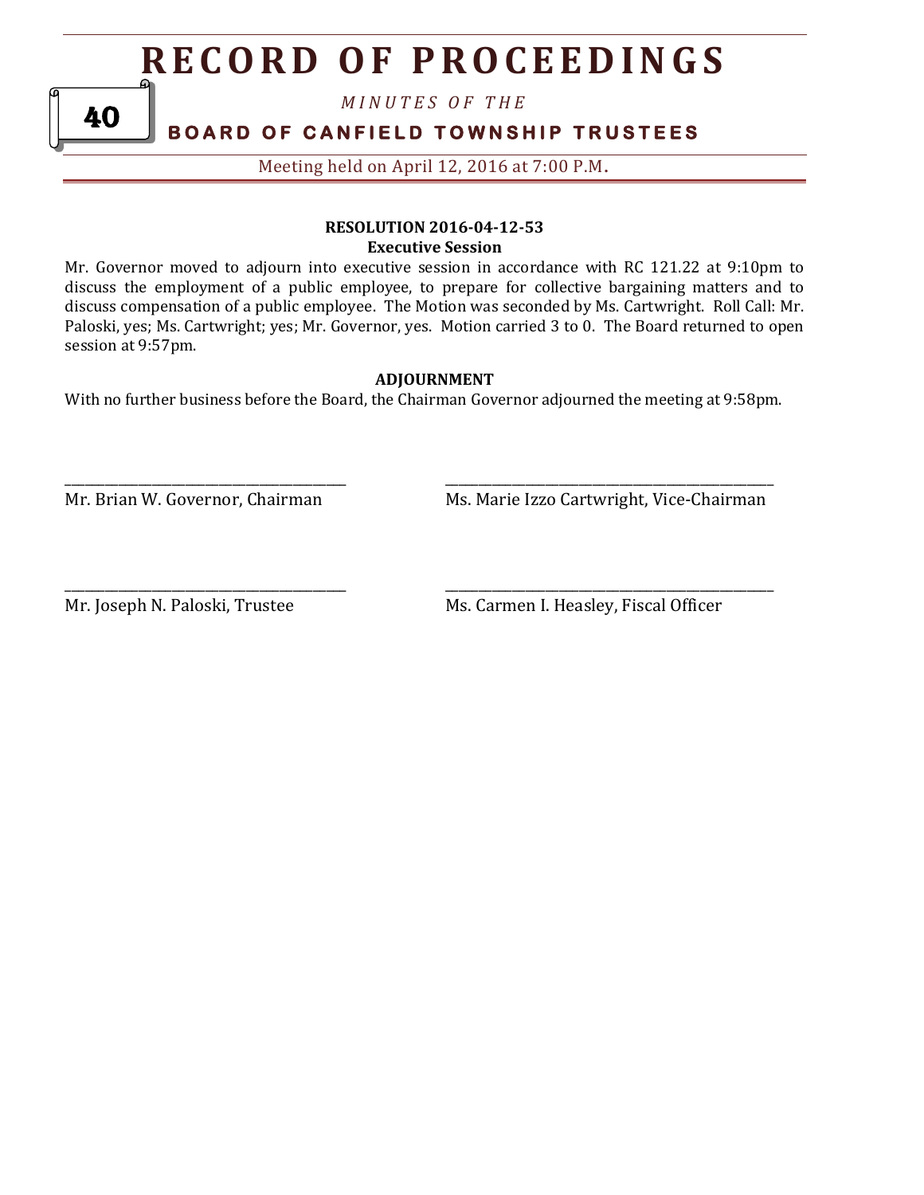**RESOLUTION 2016-04-12-53**
**Executive Session**

Mr. Governor moved to adjourn into executive session in accordance with RC 121.22 at 9:10pm to discuss the employment of a public employee, to prepare for collective bargaining matters and to discuss compensation of a public employee. The Motion was seconded by Ms. Cartwright. Roll Call: Mr. Paloski, yes; Ms. Cartwright; yes; Mr. Governor, yes. Motion carried 3 to 0. The Board returned to open session at 9:57pm.

**ADJOURNMENT**

With no further business before the Board, the Chairman Governor adjourned the meeting at 9:58pm.

_______________________________________
Mr. Brian W. Governor, Chairman

_______________________________________
Ms. Marie Izzo Cartwright, Vice-Chairman

_______________________________________
Mr. Joseph N. Paloski, Trustee

_______________________________________
Ms. Carmen I. Heasley, Fiscal Officer